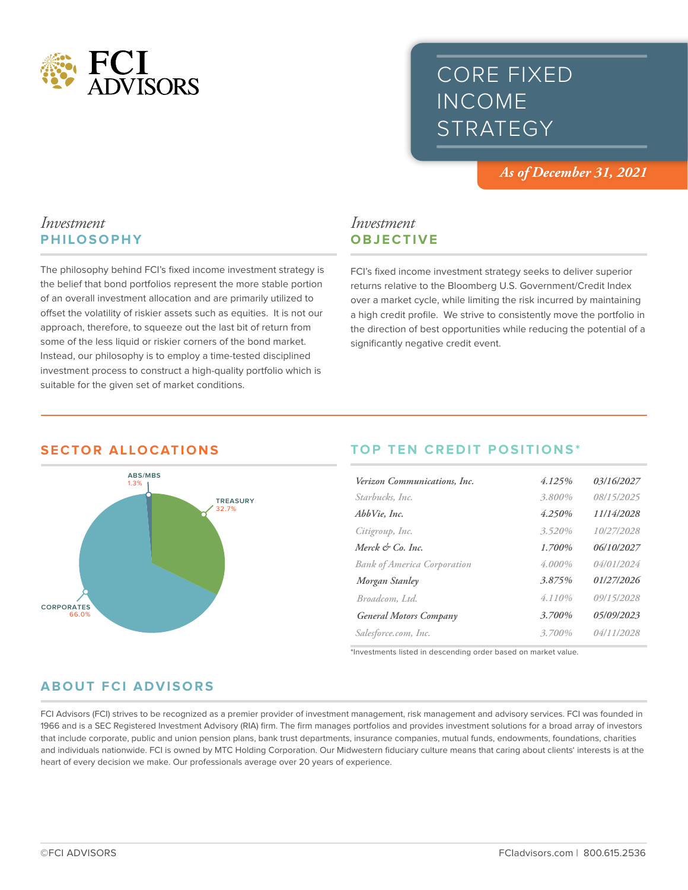# FCI ADVISORS

# CORE FIXED INCOME STRATEGY

*As of December 31, 2021*

## *Investment* PHILOSOPHY

The philosophy behind FCI's fixed income investment strategy is the belief that bond portfolios represent the more stable portion of an overall investment allocation and are primarily utilized to offset the volatility of riskier assets such as equities. It is not our approach, therefore, to squeeze out the last bit of return from some of the less liquid or riskier corners of the bond market. Instead, our philosophy is to employ a time-tested disciplined investment process to construct a high-quality portfolio which is suitable for the given set of market conditions.

## *Investment* OBJECTIVE

FCI's fixed income investment strategy seeks to deliver superior returns relative to the Bloomberg U.S. Government/Credit Index over a market cycle, while limiting the risk incurred by maintaining a high credit profile. We strive to consistently move the portfolio in the direction of best opportunities while reducing the potential of a significantly negative credit event.

## SECTOR ALLOCATIONS

ABS/MBS 1.3%

TREASURY 32.7%

CORPORATES 66.0%

## TOP TEN CREDIT POSITIONS*

| | | |
|---|---|---|
| *Verizon Communications, Inc.* | *4.125%* | *03/16/2027* |
| *Starbucks, Inc.* | *3.800%* | *08/15/2025* |
| *AbbVie, Inc.* | *4.250%* | *11/14/2028* |
| *Citigroup, Inc.* | *3.520%* | *10/27/2028* |
| *Merck & Co. Inc.* | *1.700%* | *06/10/2027* |
| *Bank of America Corporation* | *4.000%* | *04/01/2024* |
| *Morgan Stanley* | *3.875%* | *01/27/2026* |
| *Broadcom, Ltd.* | *4.110%* | *09/15/2028* |
| *General Motors Company* | *3.700%* | *05/09/2023* |
| *Salesforce.com, Inc.* | *3.700%* | *04/11/2028* |

*Investments listed in descending order based on market value.

## ABOUT FCI ADVISORS

FCI Advisors (FCI) strives to be recognized as a premier provider of investment management, risk management and advisory services. FCI was founded in 1966 and is a SEC Registered Investment Advisory (RIA) firm. The firm manages portfolios and provides investment solutions for a broad array of investors that include corporate, public and union pension plans, bank trust departments, insurance companies, mutual funds, endowments, foundations, charities and individuals nationwide. FCI is owned by MTC Holding Corporation. Our Midwestern fiduciary culture means that caring about clients' interests is at the heart of every decision we make. Our professionals average over 20 years of experience.

©FCI ADVISORS

FCIadvisors.com | 800.615.2536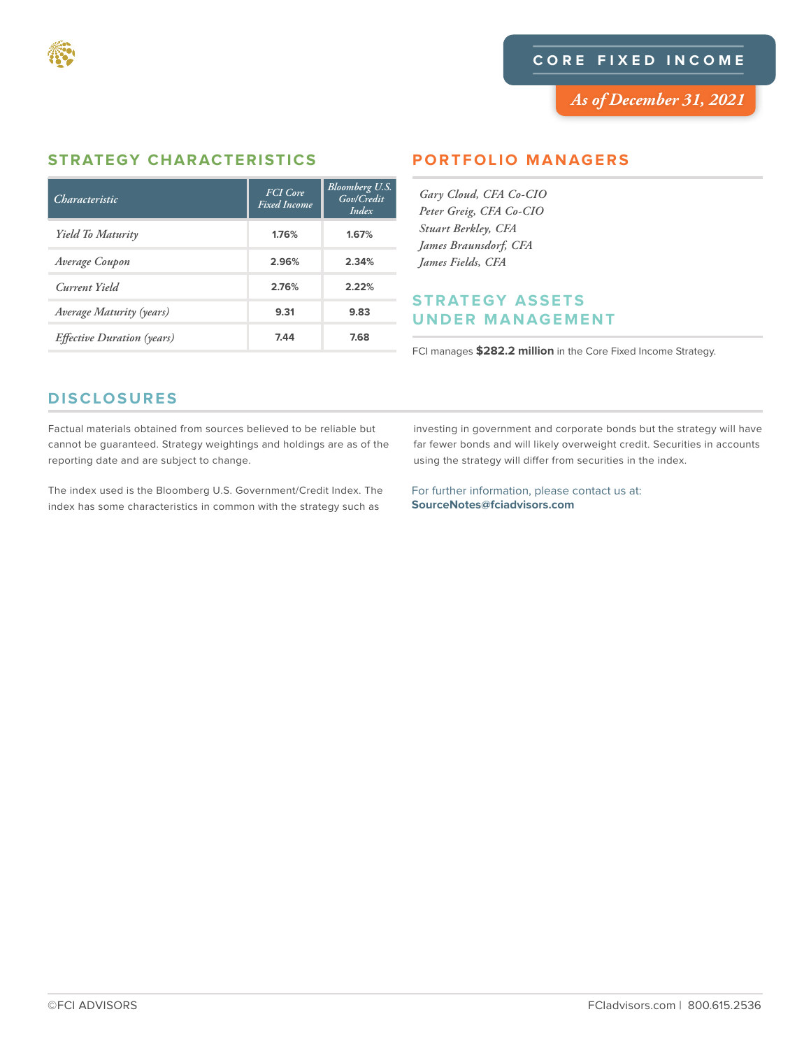# CORE FIXED INCOME

*As of December 31, 2021*

## STRATEGY CHARACTERISTICS

| *Characteristic* | *FCI Core Fixed Income* | *Bloomberg U.S. Gov/Credit Index* |
|---|---|---|
| *Yield To Maturity* | 1.76% | 1.67% |
| *Average Coupon* | 2.96% | 2.34% |
| *Current Yield* | 2.76% | 2.22% |
| *Average Maturity (years)* | 9.31 | 9.83 |
| *Effective Duration (years)* | 7.44 | 7.68 |

## PORTFOLIO MANAGERS

*Gary Cloud, CFA Co-CIO*
*Peter Greig, CFA Co-CIO*
*Stuart Berkley, CFA*
*James Braunsdorf, CFA*
*James Fields, CFA*

## STRATEGY ASSETS UNDER MANAGEMENT

FCI manages **$282.2 million** in the Core Fixed Income Strategy.

## DISCLOSURES

Factual materials obtained from sources believed to be reliable but cannot be guaranteed. Strategy weightings and holdings are as of the reporting date and are subject to change.

The index used is the Bloomberg U.S. Government/Credit Index. The index has some characteristics in common with the strategy such as investing in government and corporate bonds but the strategy will have far fewer bonds and will likely overweight credit. Securities in accounts using the strategy will differ from securities in the index.

For further information, please contact us at:
**SourceNotes@fciadvisors.com**

©FCI ADVISORS

FCIadvisors.com | 800.615.2536